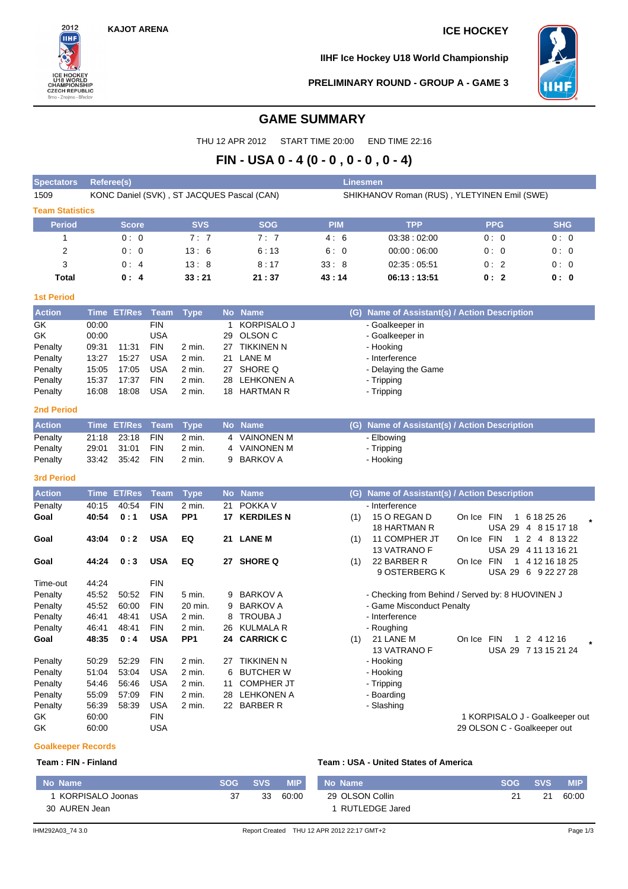KAJOT ARENA

ICE HOCKEY

IIHF Ice Hockey U18 World Championship

PRELIMINARY ROUND - GROUP A - GAME 3

# GAME SUMMARY

THU 12 APR 2012 START TIME 20:00 END TIME 22:16

## FIN - USA 0 - 4 (0 - 0 , 0 - 0 , 0 - 4)

| Spectators | Referee(s) | Linesmen |
|---|---|---|
| 1509 | KONC Daniel (SVK) , ST JACQUES Pascal (CAN) | SHIKHANOV Roman (RUS) , YLETYINEN Emil (SWE) |

### Team Statistics

| Period | Score | SVS | SOG | PIM | TPP | PPG | SHG |
|---|---|---|---|---|---|---|---|
| 1 | 0 : 0 | 7 : 7 | 7 : 7 | 4 : 6 | 03:38 : 02:00 | 0 : 0 | 0 : 0 |
| 2 | 0 : 0 | 13 : 6 | 6 : 13 | 6 : 0 | 00:00 : 06:00 | 0 : 0 | 0 : 0 |
| 3 | 0 : 4 | 13 : 8 | 8 : 17 | 33 : 8 | 02:35 : 05:51 | 0 : 2 | 0 : 0 |
| **Total** | **0 : 4** | **33 : 21** | **21 : 37** | **43 : 14** | **06:13 : 13:51** | **0 : 2** | **0 : 0** |

### 1st Period

| Action | Time | ET/Res | Team | Type | No | Name | (G) | Name of Assistant(s) / Action Description |
|---|---|---|---|---|---|---|---|---|
| GK | 00:00 | | FIN | | 1 | KORPISALO J | | - Goalkeeper in |
| GK | 00:00 | | USA | | 29 | OLSON C | | - Goalkeeper in |
| Penalty | 09:31 | 11:31 | FIN | 2 min. | 27 | TIKKINEN N | | - Hooking |
| Penalty | 13:27 | 15:27 | USA | 2 min. | 21 | LANE M | | - Interference |
| Penalty | 15:05 | 17:05 | USA | 2 min. | 27 | SHORE Q | | - Delaying the Game |
| Penalty | 15:37 | 17:37 | FIN | 2 min. | 28 | LEHKONEN A | | - Tripping |
| Penalty | 16:08 | 18:08 | USA | 2 min. | 18 | HARTMAN R | | - Tripping |

### 2nd Period

| Action | Time | ET/Res | Team | Type | No | Name | (G) | Name of Assistant(s) / Action Description |
|---|---|---|---|---|---|---|---|---|
| Penalty | 21:18 | 23:18 | FIN | 2 min. | 4 | VAINONEN M | | - Elbowing |
| Penalty | 29:01 | 31:01 | FIN | 2 min. | 4 | VAINONEN M | | - Tripping |
| Penalty | 33:42 | 35:42 | FIN | 2 min. | 9 | BARKOV A | | - Hooking |

### 3rd Period

| Action | Time | ET/Res | Team | Type | No | Name | (G) | Name of Assistant(s) / Action Description | On Ice |
|---|---|---|---|---|---|---|---|---|---|
| Penalty | 40:15 | 40:54 | FIN | 2 min. | 21 | POKKA V | | - Interference | |
| **Goal** | **40:54** | **0 : 1** | **USA** | **PP1** | **17** | **KERDILES N** | (1) | 15 O REGAN D<br>18 HARTMAN R | FIN 1 6 18 25 26<br>USA 29 4 8 15 17 18 * |
| **Goal** | **43:04** | **0 : 2** | **USA** | **EQ** | **21** | **LANE M** | (1) | 11 COMPHER JT<br>13 VATRANO F | FIN 1 2 4 8 13 22<br>USA 29 4 11 13 16 21 |
| **Goal** | **44:24** | **0 : 3** | **USA** | **EQ** | **27** | **SHORE Q** | (1) | 22 BARBER R<br>9 OSTERBERG K | FIN 1 4 12 16 18 25<br>USA 29 6 9 22 27 28 |
| Time-out | 44:24 | | FIN | | | | | | |
| Penalty | 45:52 | 50:52 | FIN | 5 min. | 9 | BARKOV A | | - Checking from Behind / Served by: 8 HUOVINEN J | |
| Penalty | 45:52 | 60:00 | FIN | 20 min. | 9 | BARKOV A | | - Game Misconduct Penalty | |
| Penalty | 46:41 | 48:41 | USA | 2 min. | 8 | TROUBA J | | - Interference | |
| Penalty | 46:41 | 48:41 | FIN | 2 min. | 26 | KULMALA R | | - Roughing | |
| **Goal** | **48:35** | **0 : 4** | **USA** | **PP1** | **24** | **CARRICK C** | (1) | 21 LANE M<br>13 VATRANO F | FIN 1 2 4 12 16<br>USA 29 7 13 15 21 24 * |
| Penalty | 50:29 | 52:29 | FIN | 2 min. | 27 | TIKKINEN N | | - Hooking | |
| Penalty | 51:04 | 53:04 | USA | 2 min. | 6 | BUTCHER W | | - Hooking | |
| Penalty | 54:46 | 56:46 | USA | 2 min. | 11 | COMPHER JT | | - Tripping | |
| Penalty | 55:09 | 57:09 | FIN | 2 min. | 28 | LEHKONEN A | | - Boarding | |
| Penalty | 56:39 | 58:39 | USA | 2 min. | 22 | BARBER R | | - Slashing | |
| GK | 60:00 | | FIN | | | | | 1 KORPISALO J - Goalkeeper out | |
| GK | 60:00 | | USA | | | | | 29 OLSON C - Goalkeeper out | |

### Goalkeeper Records

**Team : FIN - Finland**

| No | Name | SOG | SVS | MIP |
|---|---|---|---|---|
| 1 | KORPISALO Joonas | 37 | 33 | 60:00 |
| 30 | AUREN Jean | | | |

**Team : USA - United States of America**

| No | Name | SOG | SVS | MIP |
|---|---|---|---|---|
| 29 | OLSON Collin | 21 | 21 | 60:00 |
| 1 | RUTLEDGE Jared | | | |

IHM292A03_74 3.0 Report Created THU 12 APR 2012 22:17 GMT+2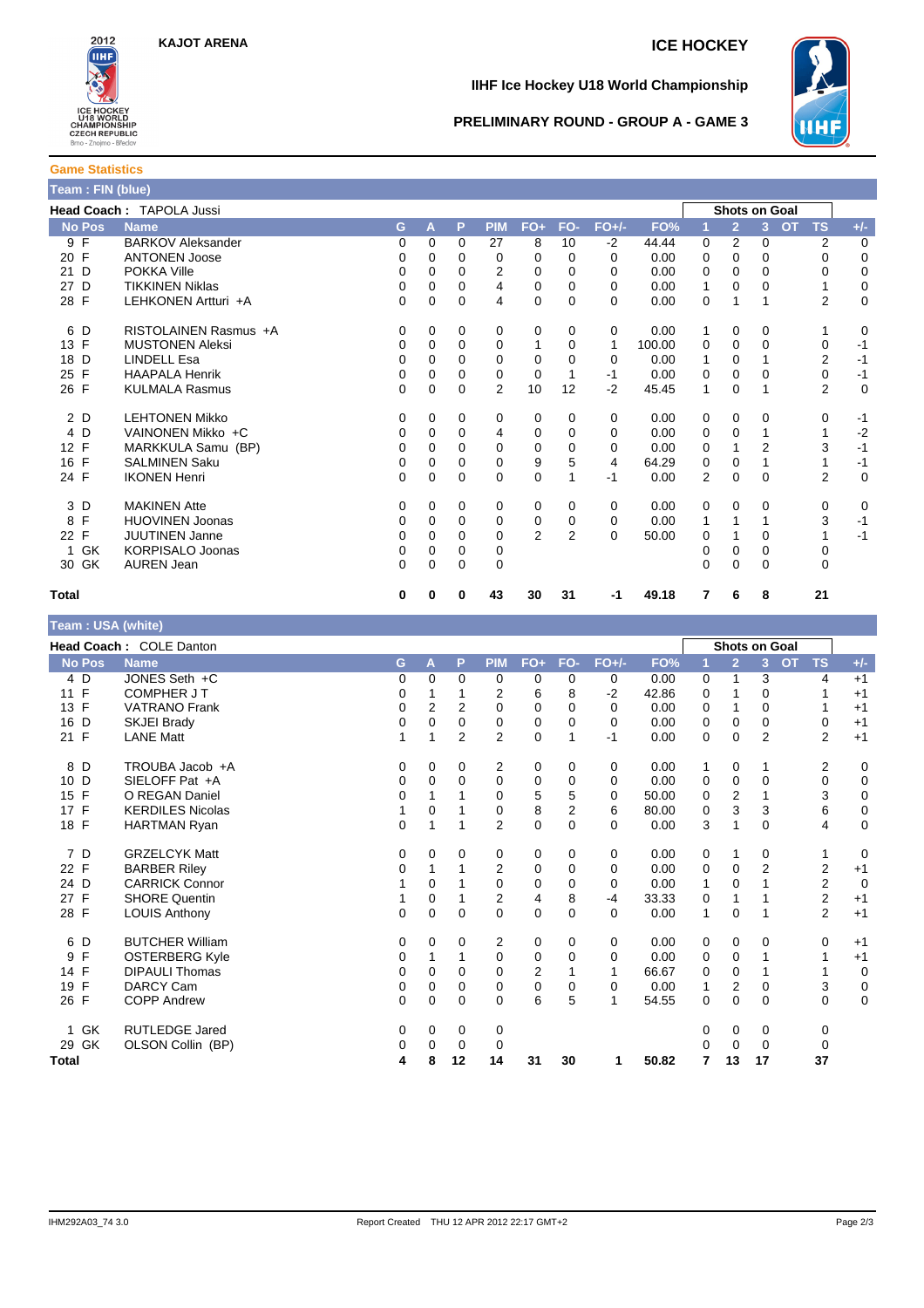KAJOT ARENA

ICE HOCKEY

**IIHF Ice Hockey U18 World Championship**

**PRELIMINARY ROUND - GROUP A - GAME 3**

## Game Statistics

### Team : FIN (blue)

**Head Coach :** TAPOLA Jussi

| No | Pos | Name | G | A | P | PIM | FO+ | FO- | FO+/- | FO% | Shots on Goal 1 | 2 | 3 | OT | TS | +/- |
|---|---|---|---|---|---|---|---|---|---|---|---|---|---|---|---|---|
| 9 | F | BARKOV Aleksander | 0 | 0 | 0 | 27 | 8 | 10 | -2 | 44.44 | 0 | 2 | 0 | | 2 | 0 |
| 20 | F | ANTONEN Joose | 0 | 0 | 0 | 0 | 0 | 0 | 0 | 0.00 | 0 | 0 | 0 | | 0 | 0 |
| 21 | D | POKKA Ville | 0 | 0 | 0 | 2 | 0 | 0 | 0 | 0.00 | 0 | 0 | 0 | | 0 | 0 |
| 27 | D | TIKKINEN Niklas | 0 | 0 | 0 | 4 | 0 | 0 | 0 | 0.00 | 1 | 0 | 0 | | 1 | 0 |
| 28 | F | LEHKONEN Artturi +A | 0 | 0 | 0 | 4 | 0 | 0 | 0 | 0.00 | 0 | 1 | 1 | | 2 | 0 |
| 6 | D | RISTOLAINEN Rasmus +A | 0 | 0 | 0 | 0 | 0 | 0 | 0 | 0.00 | 1 | 0 | 0 | | 1 | 0 |
| 13 | F | MUSTONEN Aleksi | 0 | 0 | 0 | 0 | 1 | 0 | 1 | 100.00 | 0 | 0 | 0 | | 0 | -1 |
| 18 | D | LINDELL Esa | 0 | 0 | 0 | 0 | 0 | 0 | 0 | 0.00 | 1 | 0 | 1 | | 2 | -1 |
| 25 | F | HAAPALA Henrik | 0 | 0 | 0 | 0 | 0 | 1 | -1 | 0.00 | 0 | 0 | 0 | | 0 | -1 |
| 26 | F | KULMALA Rasmus | 0 | 0 | 0 | 2 | 10 | 12 | -2 | 45.45 | 1 | 0 | 1 | | 2 | 0 |
| 2 | D | LEHTONEN Mikko | 0 | 0 | 0 | 0 | 0 | 0 | 0 | 0.00 | 0 | 0 | 0 | | 0 | -1 |
| 4 | D | VAINONEN Mikko +C | 0 | 0 | 0 | 4 | 0 | 0 | 0 | 0.00 | 0 | 0 | 1 | | 1 | -2 |
| 12 | F | MARKKULA Samu (BP) | 0 | 0 | 0 | 0 | 0 | 0 | 0 | 0.00 | 0 | 1 | 2 | | 3 | -1 |
| 16 | F | SALMINEN Saku | 0 | 0 | 0 | 0 | 9 | 5 | 4 | 64.29 | 0 | 0 | 1 | | 1 | -1 |
| 24 | F | IKONEN Henri | 0 | 0 | 0 | 0 | 0 | 1 | -1 | 0.00 | 2 | 0 | 0 | | 2 | 0 |
| 3 | D | MAKINEN Atte | 0 | 0 | 0 | 0 | 0 | 0 | 0 | 0.00 | 0 | 0 | 0 | | 0 | 0 |
| 8 | F | HUOVINEN Joonas | 0 | 0 | 0 | 0 | 0 | 0 | 0 | 0.00 | 1 | 1 | 1 | | 3 | -1 |
| 22 | F | JUUTINEN Janne | 0 | 0 | 0 | 0 | 2 | 2 | 0 | 50.00 | 0 | 1 | 0 | | 1 | -1 |
| 1 | GK | KORPISALO Joonas | 0 | 0 | 0 | 0 | | | | | 0 | 0 | 0 | | 0 | |
| 30 | GK | AUREN Jean | 0 | 0 | 0 | 0 | | | | | 0 | 0 | 0 | | 0 | |
| **Total** | | | **0** | **0** | **0** | **43** | **30** | **31** | **-1** | **49.18** | **7** | **6** | **8** | | **21** | |

### Team : USA (white)

**Head Coach :** COLE Danton

| No | Pos | Name | G | A | P | PIM | FO+ | FO- | FO+/- | FO% | Shots on Goal 1 | 2 | 3 | OT | TS | +/- |
|---|---|---|---|---|---|---|---|---|---|---|---|---|---|---|---|---|
| 4 | D | JONES Seth +C | 0 | 0 | 0 | 0 | 0 | 0 | 0 | 0.00 | 0 | 1 | 3 | | 4 | +1 |
| 11 | F | COMPHER J T | 0 | 1 | 1 | 2 | 6 | 8 | -2 | 42.86 | 0 | 1 | 0 | | 1 | +1 |
| 13 | F | VATRANO Frank | 0 | 2 | 2 | 0 | 0 | 0 | 0 | 0.00 | 0 | 1 | 0 | | 1 | +1 |
| 16 | D | SKJEI Brady | 0 | 0 | 0 | 0 | 0 | 0 | 0 | 0.00 | 0 | 0 | 0 | | 0 | +1 |
| 21 | F | LANE Matt | 1 | 1 | 2 | 2 | 0 | 1 | -1 | 0.00 | 0 | 0 | 2 | | 2 | +1 |
| 8 | D | TROUBA Jacob +A | 0 | 0 | 0 | 2 | 0 | 0 | 0 | 0.00 | 1 | 0 | 1 | | 2 | 0 |
| 10 | D | SIELOFF Pat +A | 0 | 0 | 0 | 0 | 0 | 0 | 0 | 0.00 | 0 | 0 | 0 | | 0 | 0 |
| 15 | F | O REGAN Daniel | 0 | 1 | 1 | 0 | 5 | 5 | 0 | 50.00 | 0 | 2 | 1 | | 3 | 0 |
| 17 | F | KERDILES Nicolas | 1 | 0 | 1 | 0 | 8 | 2 | 6 | 80.00 | 0 | 3 | 3 | | 6 | 0 |
| 18 | F | HARTMAN Ryan | 0 | 1 | 1 | 2 | 0 | 0 | 0 | 0.00 | 3 | 1 | 0 | | 4 | 0 |
| 7 | D | GRZELCYK Matt | 0 | 0 | 0 | 0 | 0 | 0 | 0 | 0.00 | 0 | 1 | 0 | | 1 | 0 |
| 22 | F | BARBER Riley | 0 | 1 | 1 | 2 | 0 | 0 | 0 | 0.00 | 0 | 0 | 2 | | 2 | +1 |
| 24 | D | CARRICK Connor | 1 | 0 | 1 | 0 | 0 | 0 | 0 | 0.00 | 1 | 0 | 1 | | 2 | 0 |
| 27 | F | SHORE Quentin | 1 | 0 | 1 | 2 | 4 | 8 | -4 | 33.33 | 0 | 1 | 1 | | 2 | +1 |
| 28 | F | LOUIS Anthony | 0 | 0 | 0 | 0 | 0 | 0 | 0 | 0.00 | 1 | 0 | 1 | | 2 | +1 |
| 6 | D | BUTCHER William | 0 | 0 | 0 | 2 | 0 | 0 | 0 | 0.00 | 0 | 0 | 0 | | 0 | +1 |
| 9 | F | OSTERBERG Kyle | 0 | 1 | 1 | 0 | 0 | 0 | 0 | 0.00 | 0 | 0 | 1 | | 1 | +1 |
| 14 | F | DIPAULI Thomas | 0 | 0 | 0 | 0 | 2 | 1 | 1 | 66.67 | 0 | 0 | 1 | | 1 | 0 |
| 19 | F | DARCY Cam | 0 | 0 | 0 | 0 | 0 | 0 | 0 | 0.00 | 1 | 2 | 0 | | 3 | 0 |
| 26 | F | COPP Andrew | 0 | 0 | 0 | 0 | 6 | 5 | 1 | 54.55 | 0 | 0 | 0 | | 0 | 0 |
| 1 | GK | RUTLEDGE Jared | 0 | 0 | 0 | 0 | | | | | 0 | 0 | 0 | | 0 | |
| 29 | GK | OLSON Collin (BP) | 0 | 0 | 0 | 0 | | | | | 0 | 0 | 0 | | 0 | |
| **Total** | | | **4** | **8** | **12** | **14** | **31** | **30** | **1** | **50.82** | **7** | **13** | **17** | | **37** | |

IHM292A03_74 3.0 Report Created THU 12 APR 2012 22:17 GMT+2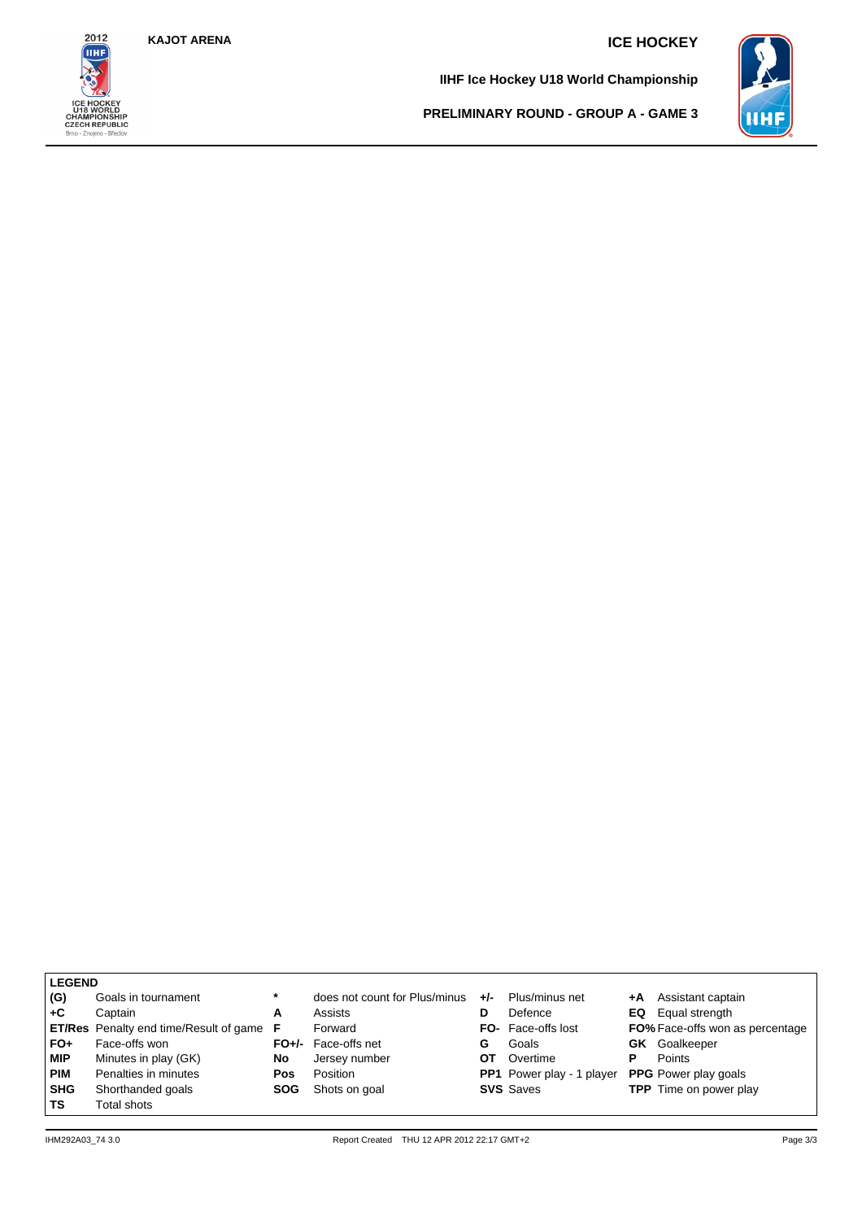**KAJOT ARENA**

**ICE HOCKEY**

**IIHF Ice Hockey U18 World Championship**

**PRELIMINARY ROUND - GROUP A - GAME 3**

**LEGEND**

| | | | | | | | |
|---|---|---|---|---|---|---|---|
| **(G)** | Goals in tournament | **\*** | does not count for Plus/minus | **+/-** | Plus/minus net | **+A** | Assistant captain |
| **+C** | Captain | **A** | Assists | **D** | Defence | **EQ** | Equal strength |
| **ET/Res** | Penalty end time/Result of game | **F** | Forward | **FO-** | Face-offs lost | **FO%** | Face-offs won as percentage |
| **FO+** | Face-offs won | **FO+/-** | Face-offs net | **G** | Goals | **GK** | Goalkeeper |
| **MIP** | Minutes in play (GK) | **No** | Jersey number | **OT** | Overtime | **P** | Points |
| **PIM** | Penalties in minutes | **Pos** | Position | **PP1** | Power play - 1 player | **PPG** | Power play goals |
| **SHG** | Shorthanded goals | **SOG** | Shots on goal | **SVS** | Saves | **TPP** | Time on power play |
| **TS** | Total shots | | | | | | |

IHM292A03_74 3.0 Report Created THU 12 APR 2012 22:17 GMT+2